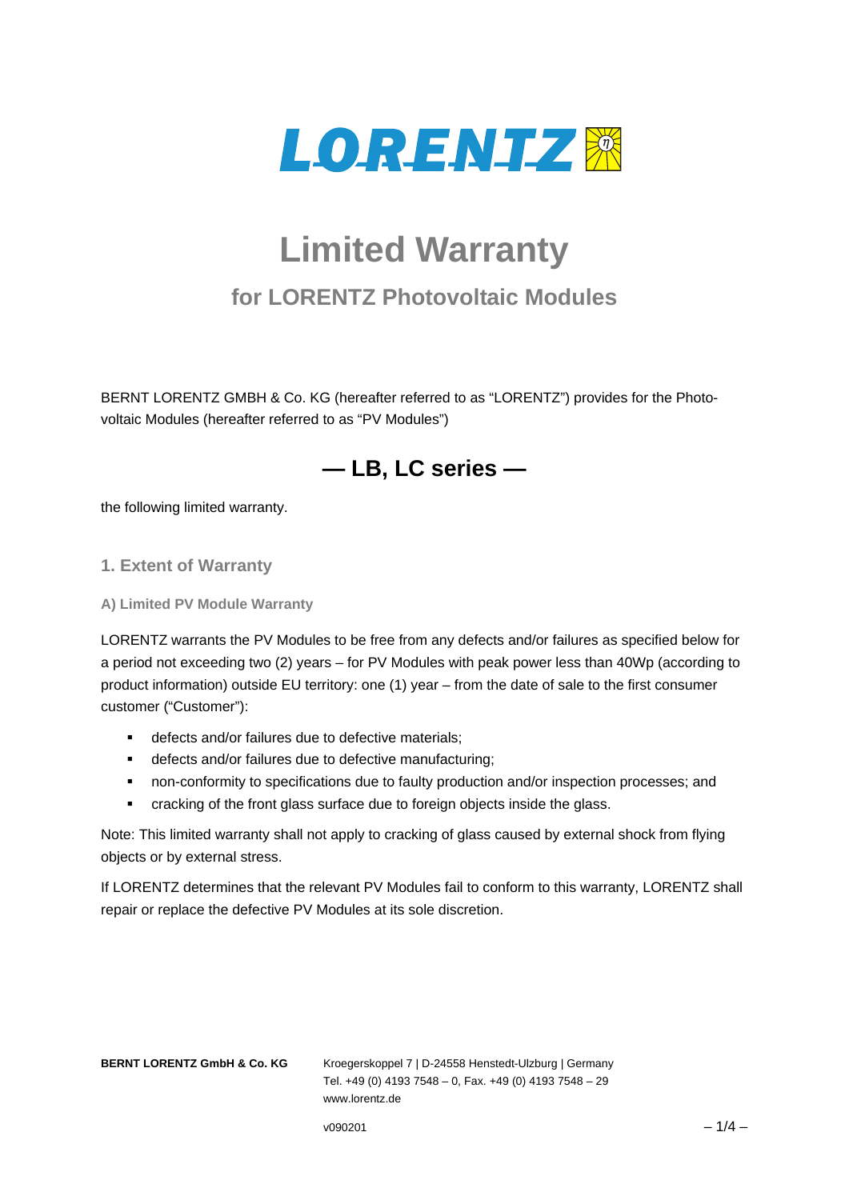LORENTZ

# Limited Warranty

## for LORENTZ Photovoltaic Modules

BERNT LORENTZ GMBH & Co. KG (hereafter referred to as "LORENTZ") provides for the Photovoltaic Modules (hereafter referred to as "PV Modules")

**— LB, LC series —**

the following limited warranty.

### 1. Extent of Warranty

#### A) Limited PV Module Warranty

LORENTZ warrants the PV Modules to be free from any defects and/or failures as specified below for a period not exceeding two (2) years – for PV Modules with peak power less than 40Wp (according to product information) outside EU territory: one (1) year – from the date of sale to the first consumer customer ("Customer"):

- defects and/or failures due to defective materials;
- defects and/or failures due to defective manufacturing;
- non-conformity to specifications due to faulty production and/or inspection processes; and
- cracking of the front glass surface due to foreign objects inside the glass.

Note: This limited warranty shall not apply to cracking of glass caused by external shock from flying objects or by external stress.

If LORENTZ determines that the relevant PV Modules fail to conform to this warranty, LORENTZ shall repair or replace the defective PV Modules at its sole discretion.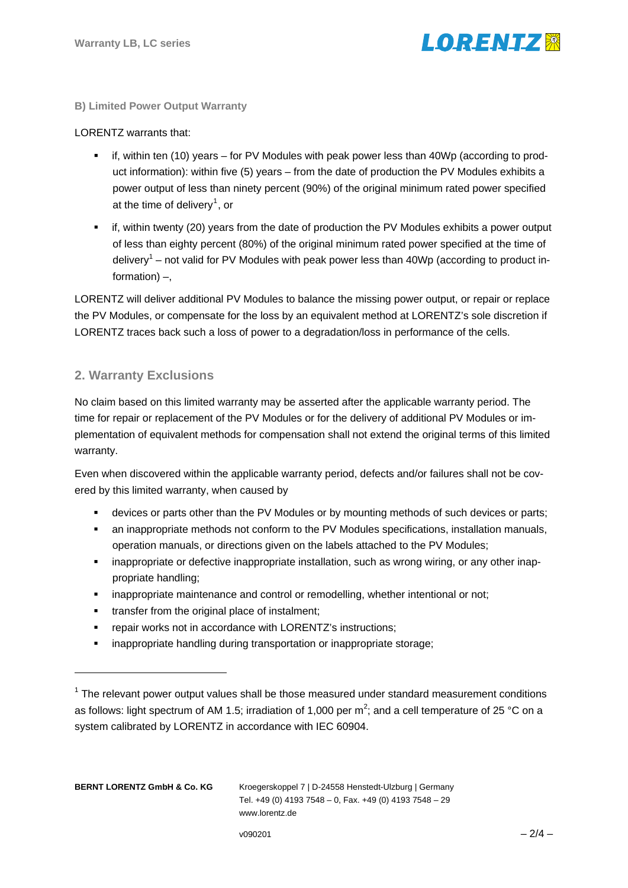### B) Limited Power Output Warranty

LORENTZ warrants that:

- if, within ten (10) years – for PV Modules with peak power less than 40Wp (according to product information): within five (5) years – from the date of production the PV Modules exhibits a power output of less than ninety percent (90%) of the original minimum rated power specified at the time of delivery[1], or
- if, within twenty (20) years from the date of production the PV Modules exhibits a power output of less than eighty percent (80%) of the original minimum rated power specified at the time of delivery[1] – not valid for PV Modules with peak power less than 40Wp (according to product information) –,

LORENTZ will deliver additional PV Modules to balance the missing power output, or repair or replace the PV Modules, or compensate for the loss by an equivalent method at LORENTZ's sole discretion if LORENTZ traces back such a loss of power to a degradation/loss in performance of the cells.

## 2. Warranty Exclusions

No claim based on this limited warranty may be asserted after the applicable warranty period. The time for repair or replacement of the PV Modules or for the delivery of additional PV Modules or implementation of equivalent methods for compensation shall not extend the original terms of this limited warranty.

Even when discovered within the applicable warranty period, defects and/or failures shall not be covered by this limited warranty, when caused by

- devices or parts other than the PV Modules or by mounting methods of such devices or parts;
- an inappropriate methods not conform to the PV Modules specifications, installation manuals, operation manuals, or directions given on the labels attached to the PV Modules;
- inappropriate or defective inappropriate installation, such as wrong wiring, or any other inappropriate handling;
- inappropriate maintenance and control or remodelling, whether intentional or not;
- transfer from the original place of instalment;
- repair works not in accordance with LORENTZ's instructions;
- inappropriate handling during transportation or inappropriate storage;

---

[1] The relevant power output values shall be those measured under standard measurement conditions as follows: light spectrum of AM 1.5; irradiation of 1,000 per $m^2$; and a cell temperature of 25 °C on a system calibrated by LORENTZ in accordance with IEC 60904.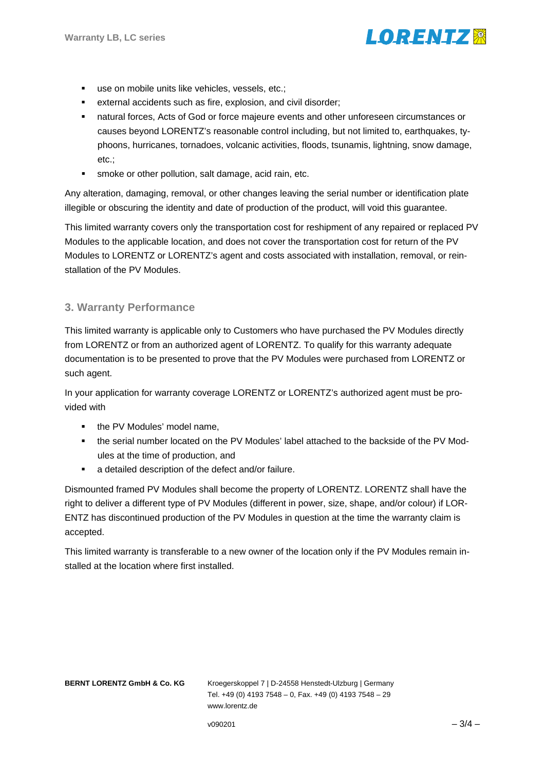- use on mobile units like vehicles, vessels, etc.;
- external accidents such as fire, explosion, and civil disorder;
- natural forces, Acts of God or force majeure events and other unforeseen circumstances or causes beyond LORENTZ's reasonable control including, but not limited to, earthquakes, typhoons, hurricanes, tornadoes, volcanic activities, floods, tsunamis, lightning, snow damage, etc.;
- smoke or other pollution, salt damage, acid rain, etc.

Any alteration, damaging, removal, or other changes leaving the serial number or identification plate illegible or obscuring the identity and date of production of the product, will void this guarantee.

This limited warranty covers only the transportation cost for reshipment of any repaired or replaced PV Modules to the applicable location, and does not cover the transportation cost for return of the PV Modules to LORENTZ or LORENTZ's agent and costs associated with installation, removal, or reinstallation of the PV Modules.

## 3. Warranty Performance

This limited warranty is applicable only to Customers who have purchased the PV Modules directly from LORENTZ or from an authorized agent of LORENTZ. To qualify for this warranty adequate documentation is to be presented to prove that the PV Modules were purchased from LORENTZ or such agent.

In your application for warranty coverage LORENTZ or LORENTZ's authorized agent must be provided with

- the PV Modules' model name,
- the serial number located on the PV Modules' label attached to the backside of the PV Modules at the time of production, and
- a detailed description of the defect and/or failure.

Dismounted framed PV Modules shall become the property of LORENTZ. LORENTZ shall have the right to deliver a different type of PV Modules (different in power, size, shape, and/or colour) if LORENTZ has discontinued production of the PV Modules in question at the time the warranty claim is accepted.

This limited warranty is transferable to a new owner of the location only if the PV Modules remain installed at the location where first installed.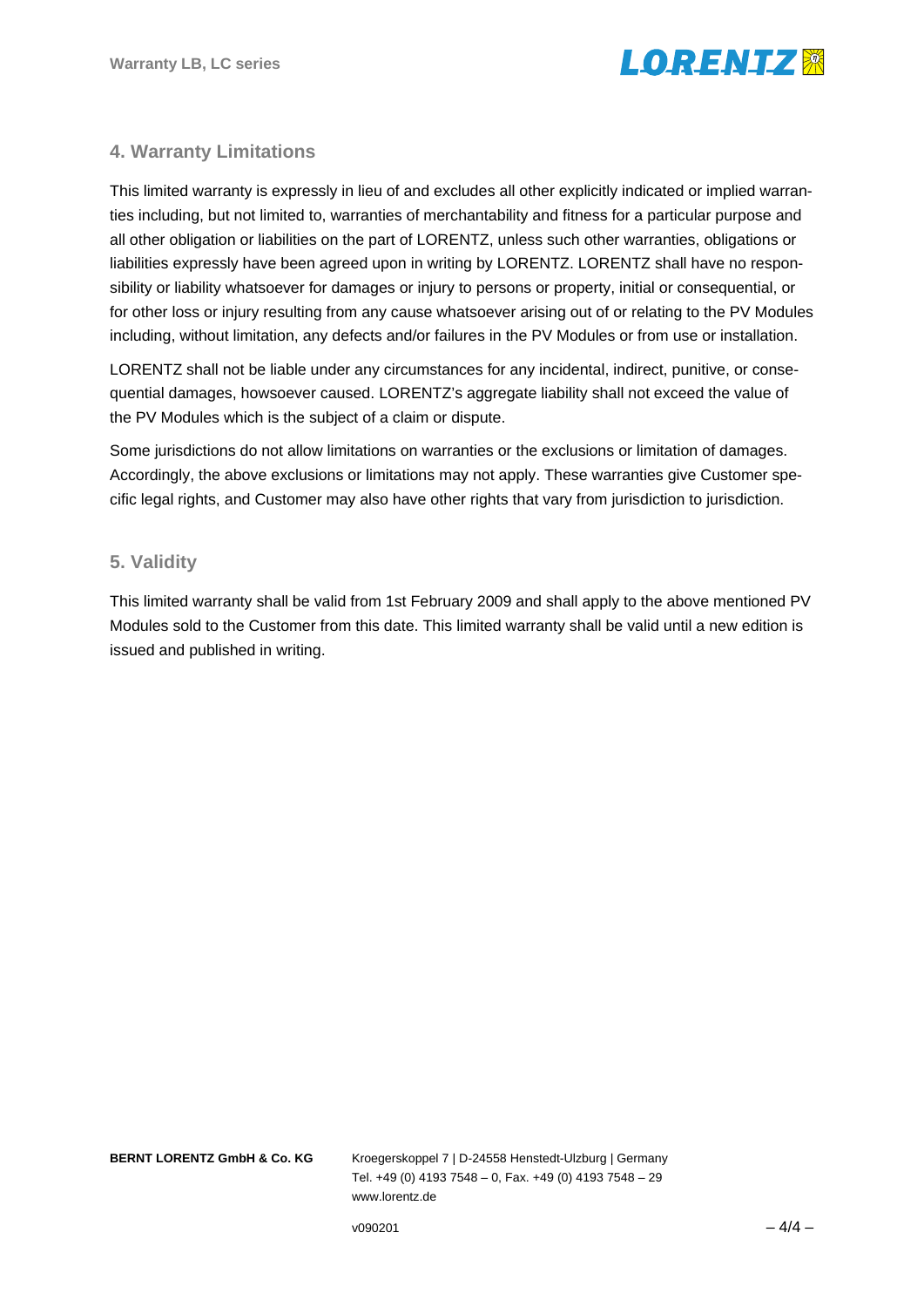## 4. Warranty Limitations

This limited warranty is expressly in lieu of and excludes all other explicitly indicated or implied warranties including, but not limited to, warranties of merchantability and fitness for a particular purpose and all other obligation or liabilities on the part of LORENTZ, unless such other warranties, obligations or liabilities expressly have been agreed upon in writing by LORENTZ. LORENTZ shall have no responsibility or liability whatsoever for damages or injury to persons or property, initial or consequential, or for other loss or injury resulting from any cause whatsoever arising out of or relating to the PV Modules including, without limitation, any defects and/or failures in the PV Modules or from use or installation.

LORENTZ shall not be liable under any circumstances for any incidental, indirect, punitive, or consequential damages, howsoever caused. LORENTZ's aggregate liability shall not exceed the value of the PV Modules which is the subject of a claim or dispute.

Some jurisdictions do not allow limitations on warranties or the exclusions or limitation of damages. Accordingly, the above exclusions or limitations may not apply. These warranties give Customer specific legal rights, and Customer may also have other rights that vary from jurisdiction to jurisdiction.

## 5. Validity

This limited warranty shall be valid from 1st February 2009 and shall apply to the above mentioned PV Modules sold to the Customer from this date. This limited warranty shall be valid until a new edition is issued and published in writing.

**BERNT LORENTZ GmbH & Co. KG**

Kroegerskoppel 7 | D-24558 Henstedt-Ulzburg | Germany
Tel. +49 (0) 4193 7548 – 0, Fax. +49 (0) 4193 7548 – 29
www.lorentz.de

v090201